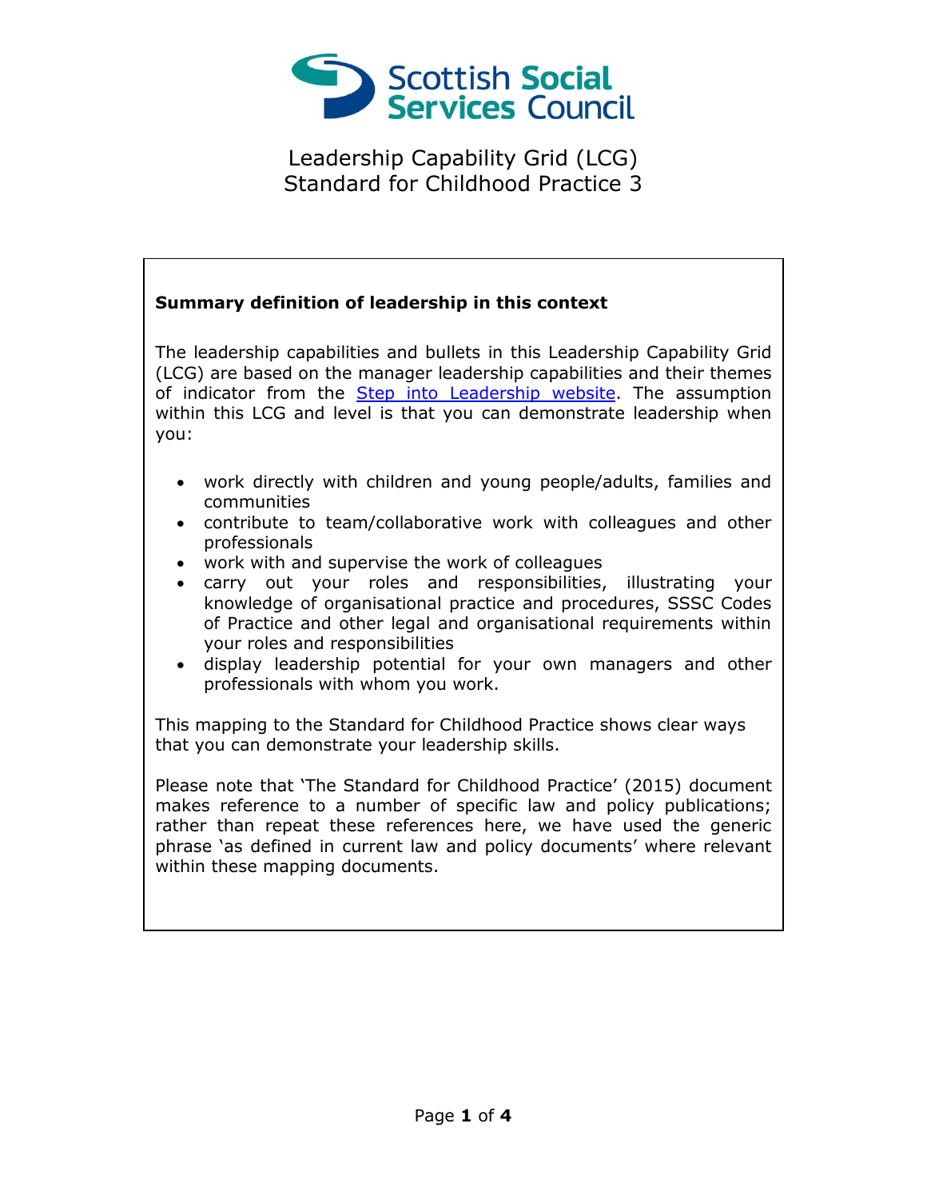# Leadership Capability Grid (LCG)
# Standard for Childhood Practice 3

**Summary definition of leadership in this context**

The leadership capabilities and bullets in this Leadership Capability Grid (LCG) are based on the manager leadership capabilities and their themes of indicator from the [Step into Leadership website](). The assumption within this LCG and level is that you can demonstrate leadership when you:

- work directly with children and young people/adults, families and communities
- contribute to team/collaborative work with colleagues and other professionals
- work with and supervise the work of colleagues
- carry out your roles and responsibilities, illustrating your knowledge of organisational practice and procedures, SSSC Codes of Practice and other legal and organisational requirements within your roles and responsibilities
- display leadership potential for your own managers and other professionals with whom you work.

This mapping to the Standard for Childhood Practice shows clear ways that you can demonstrate your leadership skills.

Please note that 'The Standard for Childhood Practice' (2015) document makes reference to a number of specific law and policy publications; rather than repeat these references here, we have used the generic phrase 'as defined in current law and policy documents' where relevant within these mapping documents.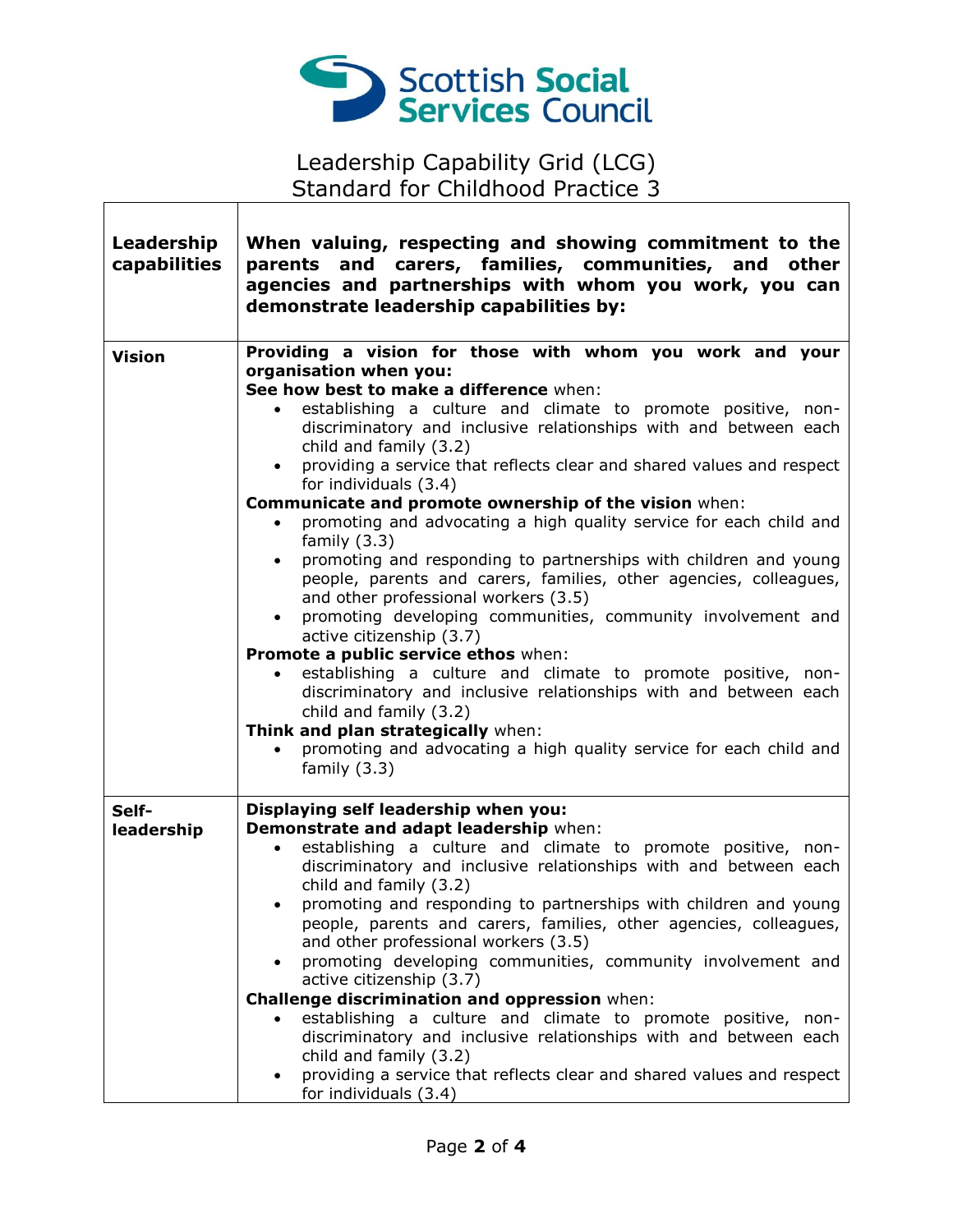Scottish Social Services Council

# Leadership Capability Grid (LCG)
## Standard for Childhood Practice 3

| Leadership capabilities | When valuing, respecting and showing commitment to the parents and carers, families, communities, and other agencies and partnerships with whom you work, you can demonstrate leadership capabilities by: |
|---|---|
| **Vision** | **Providing a vision for those with whom you work and your organisation when you:**<br>**See how best to make a difference** when:<br>• establishing a culture and climate to promote positive, non-discriminatory and inclusive relationships with and between each child and family (3.2)<br>• providing a service that reflects clear and shared values and respect for individuals (3.4)<br>**Communicate and promote ownership of the vision** when:<br>• promoting and advocating a high quality service for each child and family (3.3)<br>• promoting and responding to partnerships with children and young people, parents and carers, families, other agencies, colleagues, and other professional workers (3.5)<br>• promoting developing communities, community involvement and active citizenship (3.7)<br>**Promote a public service ethos** when:<br>• establishing a culture and climate to promote positive, non-discriminatory and inclusive relationships with and between each child and family (3.2)<br>**Think and plan strategically** when:<br>• promoting and advocating a high quality service for each child and family (3.3) |
| **Self-leadership** | **Displaying self leadership when you:**<br>**Demonstrate and adapt leadership** when:<br>• establishing a culture and climate to promote positive, non-discriminatory and inclusive relationships with and between each child and family (3.2)<br>• promoting and responding to partnerships with children and young people, parents and carers, families, other agencies, colleagues, and other professional workers (3.5)<br>• promoting developing communities, community involvement and active citizenship (3.7)<br>**Challenge discrimination and oppression** when:<br>• establishing a culture and climate to promote positive, non-discriminatory and inclusive relationships with and between each child and family (3.2)<br>• providing a service that reflects clear and shared values and respect for individuals (3.4) |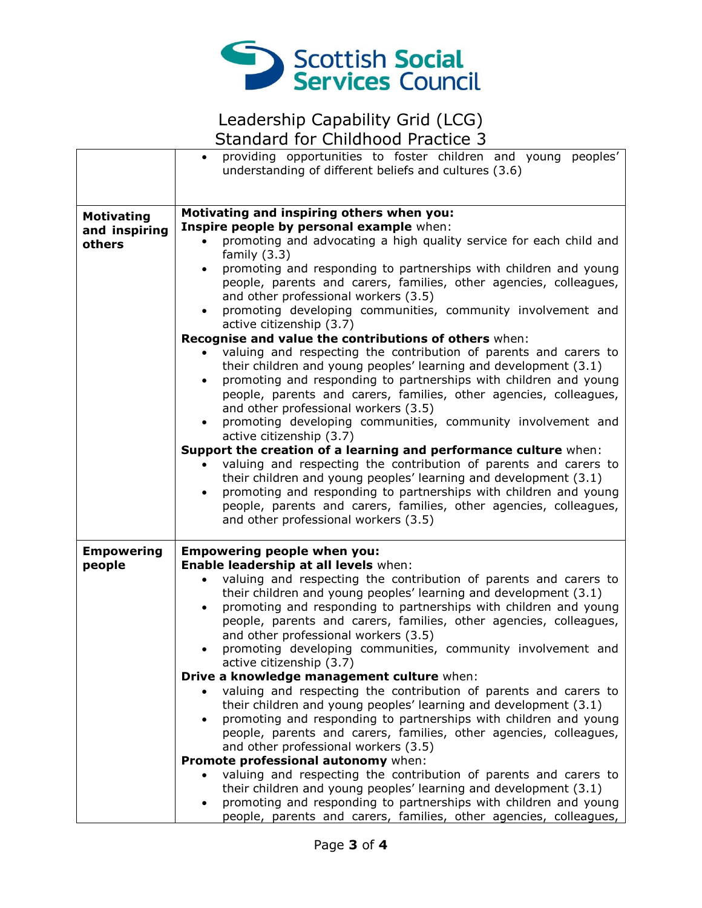# Leadership Capability Grid (LCG)
## Standard for Childhood Practice 3

| | |
|---|---|
| | • providing opportunities to foster children and young peoples' understanding of different beliefs and cultures (3.6) |
| **Motivating and inspiring others** | **Motivating and inspiring others when you:**<br>**Inspire people by personal example** when:<br>• promoting and advocating a high quality service for each child and family (3.3)<br>• promoting and responding to partnerships with children and young people, parents and carers, families, other agencies, colleagues, and other professional workers (3.5)<br>• promoting developing communities, community involvement and active citizenship (3.7)<br>**Recognise and value the contributions of others** when:<br>• valuing and respecting the contribution of parents and carers to their children and young peoples' learning and development (3.1)<br>• promoting and responding to partnerships with children and young people, parents and carers, families, other agencies, colleagues, and other professional workers (3.5)<br>• promoting developing communities, community involvement and active citizenship (3.7)<br>**Support the creation of a learning and performance culture** when:<br>• valuing and respecting the contribution of parents and carers to their children and young peoples' learning and development (3.1)<br>• promoting and responding to partnerships with children and young people, parents and carers, families, other agencies, colleagues, and other professional workers (3.5) |
| **Empowering people** | **Empowering people when you:**<br>**Enable leadership at all levels** when:<br>• valuing and respecting the contribution of parents and carers to their children and young peoples' learning and development (3.1)<br>• promoting and responding to partnerships with children and young people, parents and carers, families, other agencies, colleagues, and other professional workers (3.5)<br>• promoting developing communities, community involvement and active citizenship (3.7)<br>**Drive a knowledge management culture** when:<br>• valuing and respecting the contribution of parents and carers to their children and young peoples' learning and development (3.1)<br>• promoting and responding to partnerships with children and young people, parents and carers, families, other agencies, colleagues, and other professional workers (3.5)<br>**Promote professional autonomy** when:<br>• valuing and respecting the contribution of parents and carers to their children and young peoples' learning and development (3.1)<br>• promoting and responding to partnerships with children and young people, parents and carers, families, other agencies, colleagues, |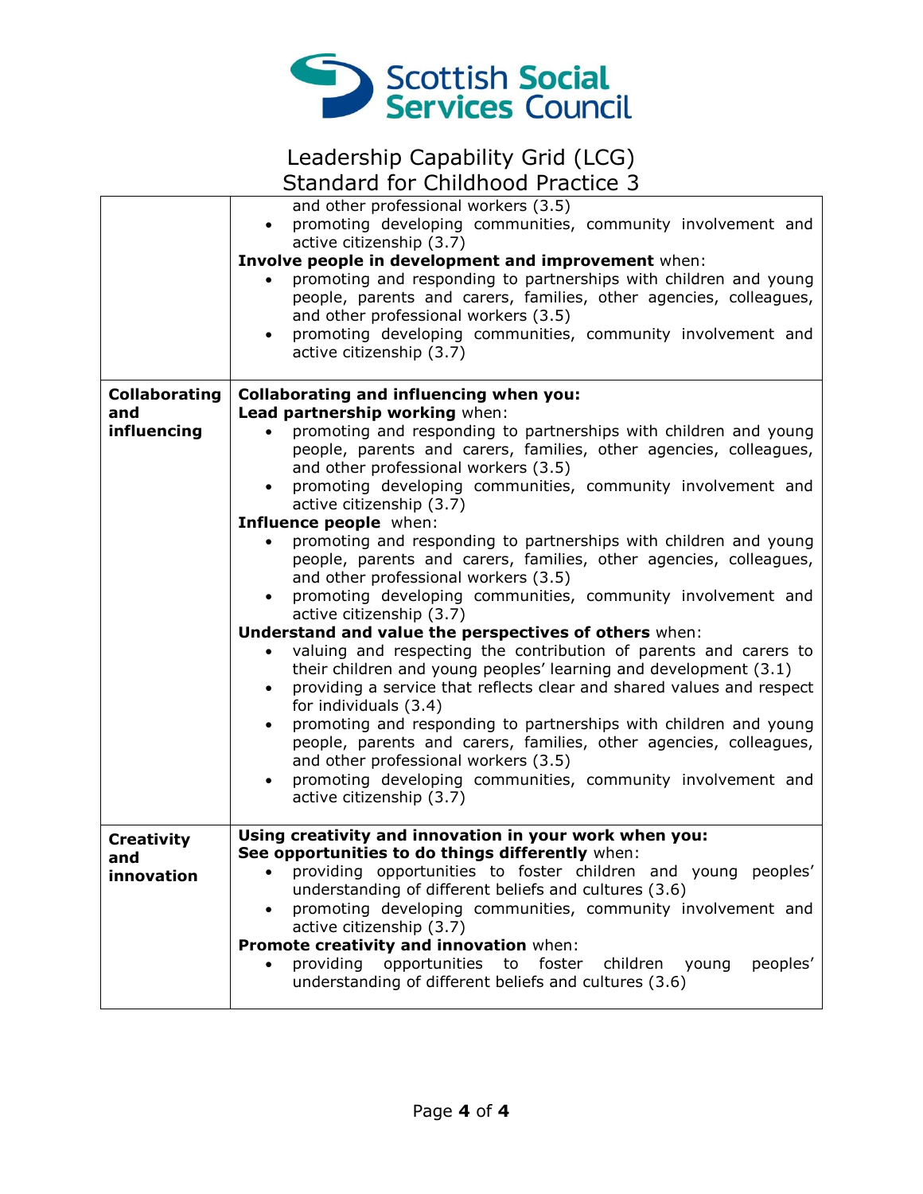Scottish Social Services Council

# Leadership Capability Grid (LCG)
## Standard for Childhood Practice 3

| | |
|---|---|
| | and other professional workers (3.5)<br>• promoting developing communities, community involvement and active citizenship (3.7)<br>**Involve people in development and improvement** when:<br>• promoting and responding to partnerships with children and young people, parents and carers, families, other agencies, colleagues, and other professional workers (3.5)<br>• promoting developing communities, community involvement and active citizenship (3.7) |
| **Collaborating and influencing** | **Collaborating and influencing when you:**<br>**Lead partnership working** when:<br>• promoting and responding to partnerships with children and young people, parents and carers, families, other agencies, colleagues, and other professional workers (3.5)<br>• promoting developing communities, community involvement and active citizenship (3.7)<br>**Influence people** when:<br>• promoting and responding to partnerships with children and young people, parents and carers, families, other agencies, colleagues, and other professional workers (3.5)<br>• promoting developing communities, community involvement and active citizenship (3.7)<br>**Understand and value the perspectives of others** when:<br>• valuing and respecting the contribution of parents and carers to their children and young peoples' learning and development (3.1)<br>• providing a service that reflects clear and shared values and respect for individuals (3.4)<br>• promoting and responding to partnerships with children and young people, parents and carers, families, other agencies, colleagues, and other professional workers (3.5)<br>• promoting developing communities, community involvement and active citizenship (3.7) |
| **Creativity and innovation** | **Using creativity and innovation in your work when you:**<br>**See opportunities to do things differently** when:<br>• providing opportunities to foster children and young peoples' understanding of different beliefs and cultures (3.6)<br>• promoting developing communities, community involvement and active citizenship (3.7)<br>**Promote creativity and innovation** when:<br>• providing opportunities to foster children young peoples' understanding of different beliefs and cultures (3.6) |